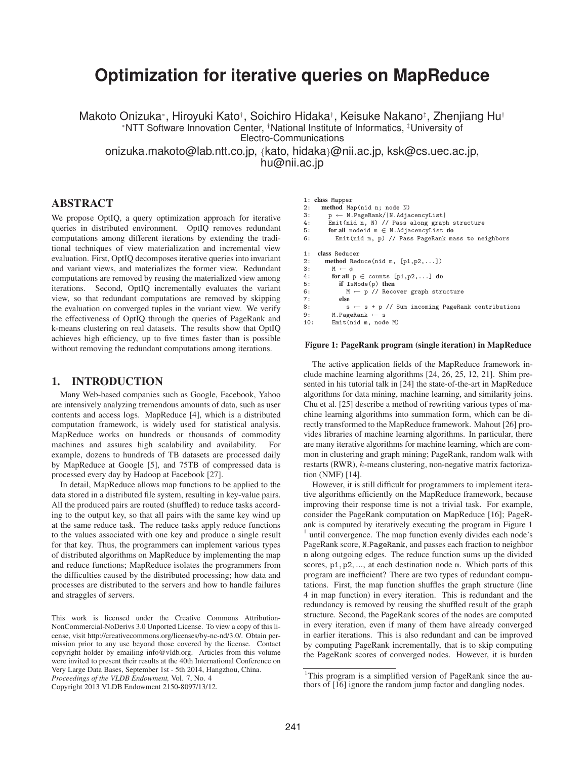# Optimization for iterative queries on MapReduce

Makoto Onizuka[*], Hiroyuki Kato[†], Soichiro Hidaka[†], Keisuke Nakano[‡], Zhenjiang Hu[†]

[*]NTT Software Innovation Center, [†]National Institute of Informatics, [‡]University of Electro-Communications

onizuka.makoto@lab.ntt.co.jp, {kato, hidaka}@nii.ac.jp, ksk@cs.uec.ac.jp, hu@nii.ac.jp

## ABSTRACT

We propose OptIQ, a query optimization approach for iterative queries in distributed environment. OptIQ removes redundant computations among different iterations by extending the traditional techniques of view materialization and incremental view evaluation. First, OptIQ decomposes iterative queries into invariant and variant views, and materializes the former view. Redundant computations are removed by reusing the materialized view among iterations. Second, OptIQ incrementally evaluates the variant view, so that redundant computations are removed by skipping the evaluation on converged tuples in the variant view. We verify the effectiveness of OptIQ through the queries of PageRank and k-means clustering on real datasets. The results show that OptIQ achieves high efficiency, up to five times faster than is possible without removing the redundant computations among iterations.

## 1. INTRODUCTION

Many Web-based companies such as Google, Facebook, Yahoo are intensively analyzing tremendous amounts of data, such as user contents and access logs. MapReduce [4], which is a distributed computation framework, is widely used for statistical analysis. MapReduce works on hundreds or thousands of commodity machines and assures high scalability and availability. For example, dozens to hundreds of TB datasets are processed daily by MapReduce at Google [5], and 75TB of compressed data is processed every day by Hadoop at Facebook [27].

In detail, MapReduce allows map functions to be applied to the data stored in a distributed file system, resulting in key-value pairs. All the produced pairs are routed (shuffled) to reduce tasks according to the output key, so that all pairs with the same key wind up at the same reduce task. The reduce tasks apply reduce functions to the values associated with one key and produce a single result for that key. Thus, the programmers can implement various types of distributed algorithms on MapReduce by implementing the map and reduce functions; MapReduce isolates the programmers from the difficulties caused by the distributed processing; how data and processes are distributed to the servers and how to handle failures and straggles of servers.

This work is licensed under the Creative Commons Attribution-NonCommercial-NoDerivs 3.0 Unported License. To view a copy of this license, visit http://creativecommons.org/licenses/by-nc-nd/3.0/. Obtain permission prior to any use beyond those covered by the license. Contact copyright holder by emailing info@vldb.org. Articles from this volume were invited to present their results at the 40th International Conference on Very Large Data Bases, September 1st - 5th 2014, Hangzhou, China.
*Proceedings of the VLDB Endowment,* Vol. 7, No. 4
Copyright 2013 VLDB Endowment 2150-8097/13/12.

```
1: class Mapper
2:   method Map(nid n; node N)
3:     p ← N.PageRank/|N.AdjacencyList|
4:     Emit(nid n, N) // Pass along graph structure
5:     for all nodeid m ∈ N.AdjacencyList do
6:       Emit(nid m, p) // Pass PageRank mass to neighbors

1:  class Reducer
2:    method Reduce(nid m, [p1,p2,...])
3:      M ← φ
4:      for all p ∈ counts [p1,p2,...] do
5:        if IsNode(p) then
6:          M ← p // Recover graph structure
7:        else
8:          s ← s + p // Sum incoming PageRank contributions
9:      M.PageRank ← s
10:     Emit(nid m, node M)
```

**Figure 1: PageRank program (single iteration) in MapReduce**

The active application fields of the MapReduce framework include machine learning algorithms [24, 26, 25, 12, 21]. Shim presented in his tutorial talk in [24] the state-of-the-art in MapReduce algorithms for data mining, machine learning, and similarity joins. Chu et al. [25] describe a method of rewriting various types of machine learning algorithms into summation form, which can be directly transformed to the MapReduce framework. Mahout [26] provides libraries of machine learning algorithms. In particular, there are many iterative algorithms for machine learning, which are common in clustering and graph mining; PageRank, random walk with restarts (RWR), $k$-means clustering, non-negative matrix factorization (NMF) [14].

However, it is still difficult for programmers to implement iterative algorithms efficiently on the MapReduce framework, because improving their response time is not a trivial task. For example, consider the PageRank computation on MapReduce [16]; PageRank is computed by iteratively executing the program in Figure 1 [1] until convergence. The map function evenly divides each node's PageRank score, N.PageRank, and passes each fraction to neighbor m along outgoing edges. The reduce function sums up the divided scores, p1, p2, ..., at each destination node m. Which parts of this program are inefficient? There are two types of redundant computations. First, the map function shuffles the graph structure (line 4 in map function) in every iteration. This is redundant and the redundancy is removed by reusing the shuffled result of the graph structure. Second, the PageRank scores of the nodes are computed in every iteration, even if many of them have already converged in earlier iterations. This is also redundant and can be improved by computing PageRank incrementally, that is to skip computing the PageRank scores of converged nodes. However, it is burden

[1] This program is a simplified version of PageRank since the authors of [16] ignore the random jump factor and dangling nodes.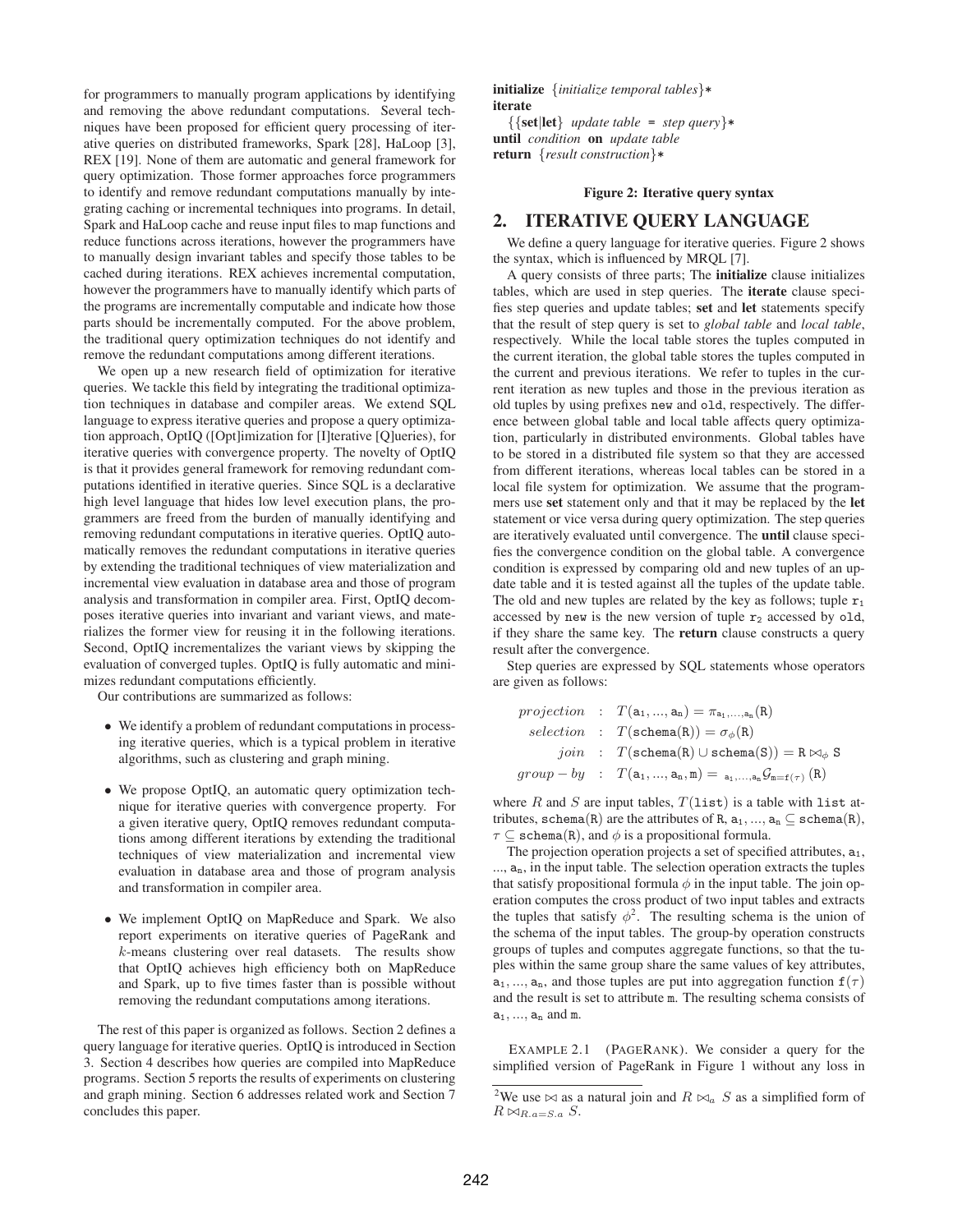for programmers to manually program applications by identifying and removing the above redundant computations. Several techniques have been proposed for efficient query processing of iterative queries on distributed frameworks, Spark [28], HaLoop [3], REX [19]. None of them are automatic and general framework for query optimization. Those former approaches force programmers to identify and remove redundant computations manually by integrating caching or incremental techniques into programs. In detail, Spark and HaLoop cache and reuse input files to map functions and reduce functions across iterations, however the programmers have to manually design invariant tables and specify those tables to be cached during iterations. REX achieves incremental computation, however the programmers have to manually identify which parts of the programs are incrementally computable and indicate how those parts should be incrementally computed. For the above problem, the traditional query optimization techniques do not identify and remove the redundant computations among different iterations.

We open up a new research field of optimization for iterative queries. We tackle this field by integrating the traditional optimization techniques in database and compiler areas. We extend SQL language to express iterative queries and propose a query optimization approach, OptIQ ([Opt]imization for [I]terative [Q]ueries), for iterative queries with convergence property. The novelty of OptIQ is that it provides general framework for removing redundant computations identified in iterative queries. Since SQL is a declarative high level language that hides low level execution plans, the programmers are freed from the burden of manually identifying and removing redundant computations in iterative queries. OptIQ automatically removes the redundant computations in iterative queries by extending the traditional techniques of view materialization and incremental view evaluation in database area and those of program analysis and transformation in compiler area. First, OptIQ decomposes iterative queries into invariant and variant views, and materializes the former view for reusing it in the following iterations. Second, OptIQ incrementalizes the variant views by skipping the evaluation of converged tuples. OptIQ is fully automatic and minimizes redundant computations efficiently.

Our contributions are summarized as follows:

- We identify a problem of redundant computations in processing iterative queries, which is a typical problem in iterative algorithms, such as clustering and graph mining.
- We propose OptIQ, an automatic query optimization technique for iterative queries with convergence property. For a given iterative query, OptIQ removes redundant computations among different iterations by extending the traditional techniques of view materialization and incremental view evaluation in database area and those of program analysis and transformation in compiler area.
- We implement OptIQ on MapReduce and Spark. We also report experiments on iterative queries of PageRank and $k$-means clustering over real datasets. The results show that OptIQ achieves high efficiency both on MapReduce and Spark, up to five times faster than is possible without removing the redundant computations among iterations.

The rest of this paper is organized as follows. Section 2 defines a query language for iterative queries. OptIQ is introduced in Section 3. Section 4 describes how queries are compiled into MapReduce programs. Section 5 reports the results of experiments on clustering and graph mining. Section 6 addresses related work and Section 7 concludes this paper.

**initialize** {*initialize temporal tables*}\*
**iterate**
  {{**set**|**let**} *update table* = *step query*}\*
**until** *condition* **on** *update table*
**return** {*result construction*}\*

**Figure 2: Iterative query syntax**

## 2. ITERATIVE QUERY LANGUAGE

We define a query language for iterative queries. Figure 2 shows the syntax, which is influenced by MRQL [7].

A query consists of three parts; The **initialize** clause initializes tables, which are used in step queries. The **iterate** clause specifies step queries and update tables; **set** and **let** statements specify that the result of step query is set to *global table* and *local table*, respectively. While the local table stores the tuples computed in the current iteration, the global table stores the tuples computed in the current and previous iterations. We refer to tuples in the current iteration as new tuples and those in the previous iteration as old tuples by using prefixes `new` and `old`, respectively. The difference between global table and local table affects query optimization, particularly in distributed environments. Global tables have to be stored in a distributed file system so that they are accessed from different iterations, whereas local tables can be stored in a local file system for optimization. We assume that the programmers use **set** statement only and that it may be replaced by the **let** statement or vice versa during query optimization. The step queries are iteratively evaluated until convergence. The **until** clause specifies the convergence condition on the global table. A convergence condition is expressed by comparing old and new tuples of an update table and it is tested against all the tuples of the update table. The old and new tuples are related by the key as follows; tuple $\mathtt{r_1}$ accessed by `new` is the new version of tuple $\mathtt{r_2}$ accessed by `old`, if they share the same key. The **return** clause constructs a query result after the convergence.

Step queries are expressed by SQL statements whose operators are given as follows:

$$
\begin{aligned}
projection &\ :\ T(\mathtt{a_1},...,\mathtt{a_n}) = \pi_{\mathtt{a_1},...,\mathtt{a_n}}(\mathtt{R}) \\
selection &\ :\ T(\mathtt{schema(R)}) = \sigma_\phi(\mathtt{R}) \\
join &\ :\ T(\mathtt{schema(R)} \cup \mathtt{schema(S)}) = \mathtt{R} \bowtie_\phi \mathtt{S} \\
group-by &\ :\ T(\mathtt{a_1},...,\mathtt{a_n},\mathtt{m}) = {}_{\mathtt{a_1},...,\mathtt{a_n}}\mathcal{G}_{\mathtt{m}=\mathtt{f}(\tau)}(\mathtt{R})
\end{aligned}
$$

where $R$ and $S$ are input tables, $T(\mathtt{list})$ is a table with `list` attributes, $\mathtt{schema(R)}$ are the attributes of R, $\mathtt{a_1},...,\mathtt{a_n} \subseteq \mathtt{schema(R)}$, $\tau \subseteq \mathtt{schema(R)}$, and $\phi$ is a propositional formula.

The projection operation projects a set of specified attributes, $\mathtt{a_1}$, ..., $\mathtt{a_n}$, in the input table. The selection operation extracts the tuples that satisfy propositional formula $\phi$ in the input table. The join operation computes the cross product of two input tables and extracts the tuples that satisfy $\phi$[2]. The resulting schema is the union of the schema of the input tables. The group-by operation constructs groups of tuples and computes aggregate functions, so that the tuples within the same group share the same values of key attributes, $\mathtt{a_1}$, ..., $\mathtt{a_n}$, and those tuples are put into aggregation function $\mathtt{f}(\tau)$ and the result is set to attribute m. The resulting schema consists of $\mathtt{a_1}$, ..., $\mathtt{a_n}$ and m.

EXAMPLE 2.1 (PAGERANK). We consider a query for the simplified version of PageRank in Figure 1 without any loss in

[2] We use $\bowtie$ as a natural join and $R \bowtie_a S$ as a simplified form of $R \bowtie_{R.a=S.a} S$.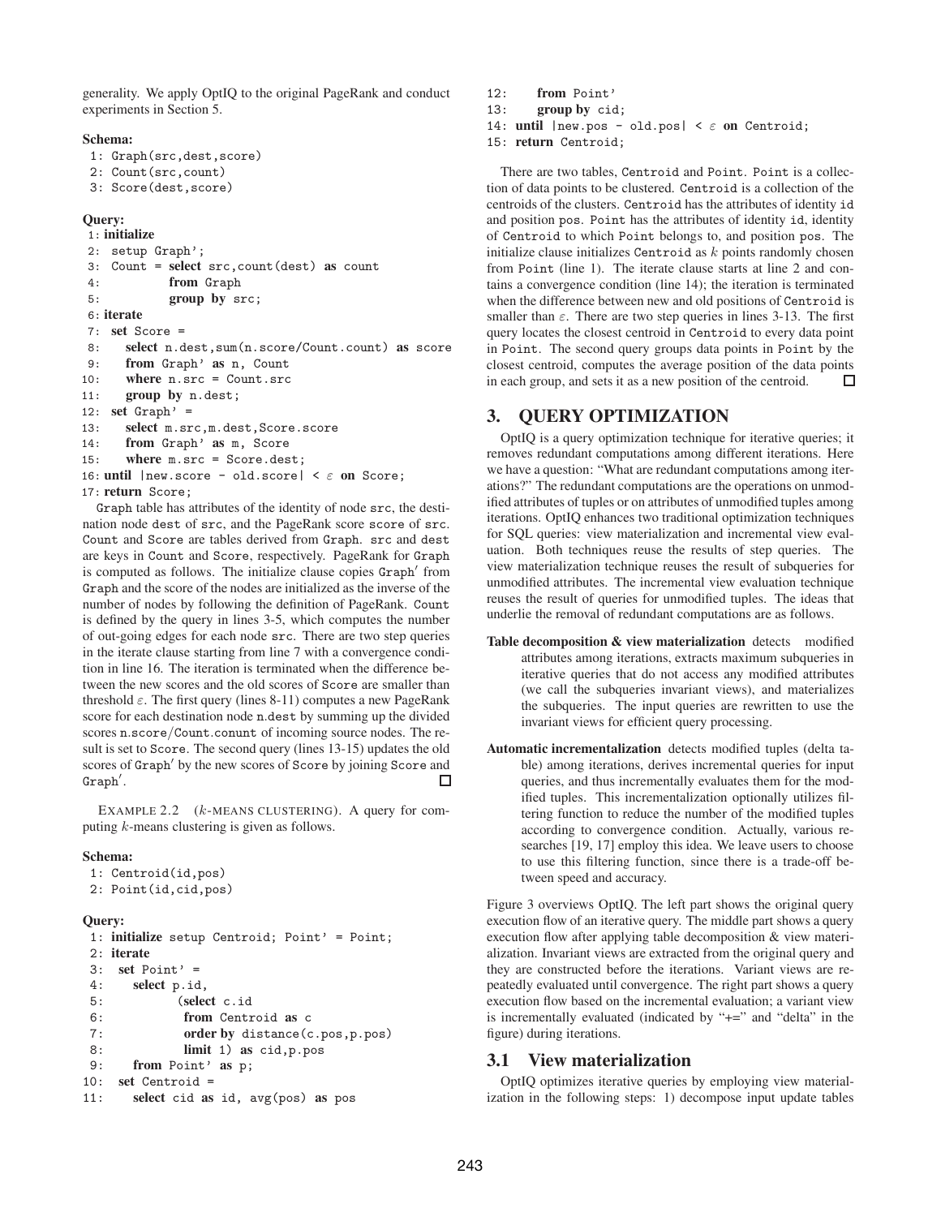generality. We apply OptIQ to the original PageRank and conduct experiments in Section 5.

**Schema:**

```
 1: Graph(src,dest,score)
 2: Count(src,count)
 3: Score(dest,score)
```

**Query:**

```
 1: initialize
 2:   setup Graph';
 3:   Count = select src,count(dest) as count
 4:           from Graph
 5:           group by src;
 6: iterate
 7:   set Score =
 8:     select n.dest,sum(n.score/Count.count) as score
 9:     from Graph' as n, Count
10:     where n.src = Count.src
11:     group by n.dest;
12:   set Graph' =
13:     select m.src,m.dest,Score.score
14:     from Graph' as m, Score
15:     where m.src = Score.dest;
16: until |new.score - old.score| < ε on Score;
17: return Score;
```

Graph table has attributes of the identity of node src, the destination node dest of src, and the PageRank score score of src. Count and Score are tables derived from Graph. src and dest are keys in Count and Score, respectively. PageRank for Graph is computed as follows. The initialize clause copies Graph′ from Graph and the score of the nodes are initialized as the inverse of the number of nodes by following the definition of PageRank. Count is defined by the query in lines 3-5, which computes the number of out-going edges for each node src. There are two step queries in the iterate clause starting from line 7 with a convergence condition in line 16. The iteration is terminated when the difference between the new scores and the old scores of Score are smaller than threshold $\varepsilon$. The first query (lines 8-11) computes a new PageRank score for each destination node n.dest by summing up the divided scores n.score/Count.conunt of incoming source nodes. The result is set to Score. The second query (lines 13-15) updates the old scores of Graph′ by the new scores of Score by joining Score and Graph′. □

EXAMPLE 2.2 ($k$-MEANS CLUSTERING). A query for computing $k$-means clustering is given as follows.

**Schema:**

```
 1: Centroid(id,pos)
 2: Point(id,cid,pos)
```

**Query:**

```
 1: initialize setup Centroid; Point' = Point;
 2: iterate
 3:   set Point' =
 4:     select p.id,
 5:           (select c.id
 6:            from Centroid as c
 7:            order by distance(c.pos,p.pos)
 8:            limit 1) as cid,p.pos
 9:     from Point' as p;
10:   set Centroid =
11:     select cid as id, avg(pos) as pos
12:     from Point'
13:     group by cid;
14: until |new.pos - old.pos| < ε on Centroid;
15: return Centroid;
```

There are two tables, Centroid and Point. Point is a collection of data points to be clustered. Centroid is a collection of the centroids of the clusters. Centroid has the attributes of identity id and position pos. Point has the attributes of identity id, identity of Centroid to which Point belongs to, and position pos. The initialize clause initializes Centroid as $k$ points randomly chosen from Point (line 1). The iterate clause starts at line 2 and contains a convergence condition (line 14); the iteration is terminated when the difference between new and old positions of Centroid is smaller than $\varepsilon$. There are two step queries in lines 3-13. The first query locates the closest centroid in Centroid to every data point in Point. The second query groups data points in Point by the closest centroid, computes the average position of the data points in each group, and sets it as a new position of the centroid. □

## 3. QUERY OPTIMIZATION

OptIQ is a query optimization technique for iterative queries; it removes redundant computations among different iterations. Here we have a question: "What are redundant computations among iterations?" The redundant computations are the operations on unmodified attributes of tuples or on attributes of unmodified tuples among iterations. OptIQ enhances two traditional optimization techniques for SQL queries: view materialization and incremental view evaluation. Both techniques reuse the results of step queries. The view materialization technique reuses the result of subqueries for unmodified attributes. The incremental view evaluation technique reuses the result of queries for unmodified tuples. The ideas that underlie the removal of redundant computations are as follows.

- **Table decomposition & view materialization** detects modified attributes among iterations, extracts maximum subqueries in iterative queries that do not access any modified attributes (we call the subqueries invariant views), and materializes the subqueries. The input queries are rewritten to use the invariant views for efficient query processing.
- **Automatic incrementalization** detects modified tuples (delta table) among iterations, derives incremental queries for input queries, and thus incrementally evaluates them for the modified tuples. This incrementalization optionally utilizes filtering function to reduce the number of the modified tuples according to convergence condition. Actually, various researches [19, 17] employ this idea. We leave users to choose to use this filtering function, since there is a trade-off between speed and accuracy.

Figure 3 overviews OptIQ. The left part shows the original query execution flow of an iterative query. The middle part shows a query execution flow after applying table decomposition & view materialization. Invariant views are extracted from the original query and they are constructed before the iterations. Variant views are repeatedly evaluated until convergence. The right part shows a query execution flow based on the incremental evaluation; a variant view is incrementally evaluated (indicated by "+=" and "delta" in the figure) during iterations.

### 3.1 View materialization

OptIQ optimizes iterative queries by employing view materialization in the following steps: 1) decompose input update tables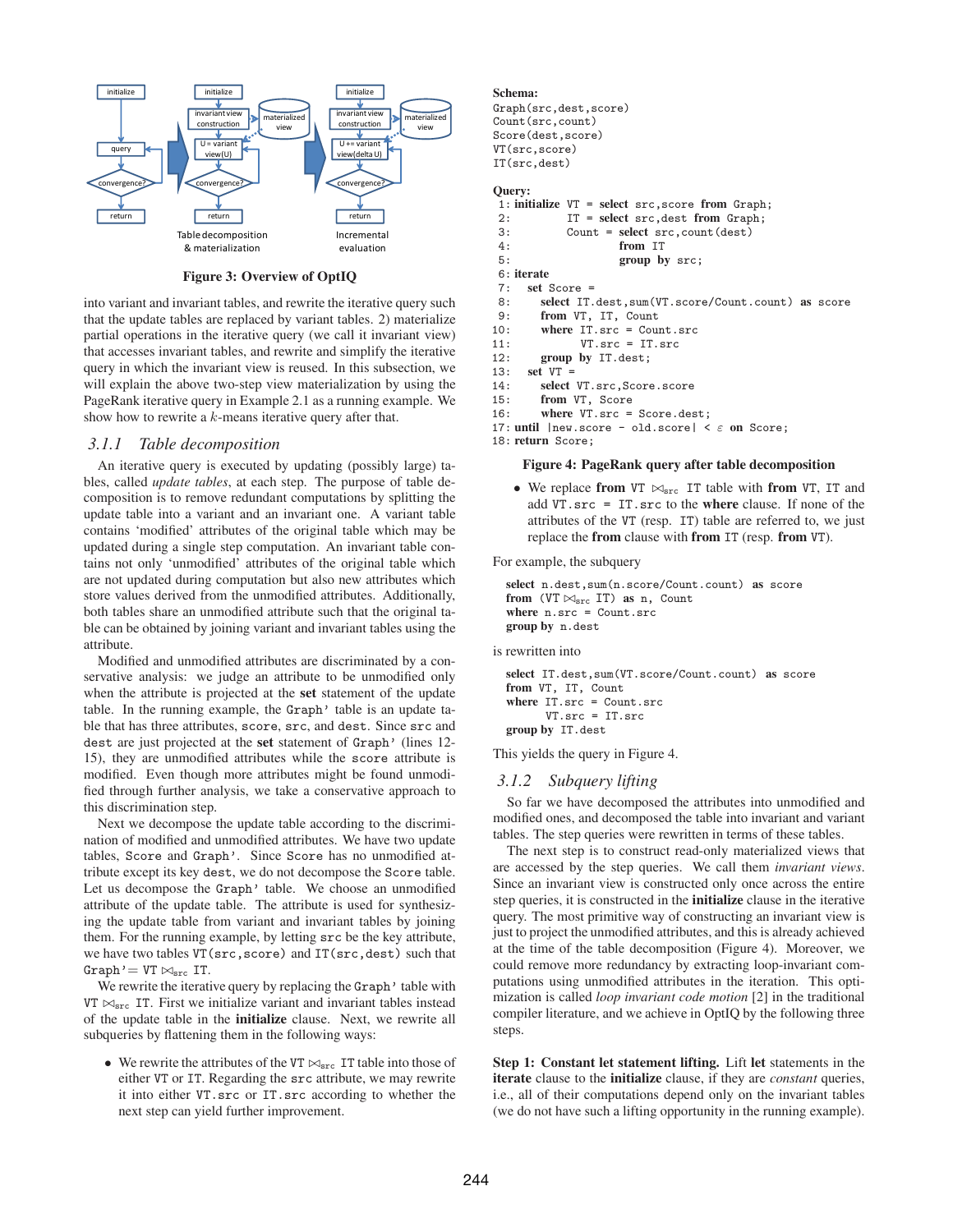initialize

query

convergence?

return

initialize

invariant view construction

materialized view

U = variant view(U)

convergence?

return

Table decomposition & materialization

initialize

invariant view construction

materialized view

U += variant view(delta U)

convergence?

return

Incremental evaluation

**Figure 3: Overview of OptIQ**

into variant and invariant tables, and rewrite the iterative query such that the update tables are replaced by variant tables. 2) materialize partial operations in the iterative query (we call it invariant view) that accesses invariant tables, and rewrite and simplify the iterative query in which the invariant view is reused. In this subsection, we will explain the above two-step view materialization by using the PageRank iterative query in Example 2.1 as a running example. We show how to rewrite a $k$-means iterative query after that.

### 3.1.1 Table decomposition

An iterative query is executed by updating (possibly large) tables, called *update tables*, at each step. The purpose of table decomposition is to remove redundant computations by splitting the update table into a variant and an invariant one. A variant table contains 'modified' attributes of the original table which may be updated during a single step computation. An invariant table contains not only 'unmodified' attributes of the original table which are not updated during computation but also new attributes which store values derived from the unmodified attributes. Additionally, both tables share an unmodified attribute such that the original table can be obtained by joining variant and invariant tables using the attribute.

Modified and unmodified attributes are discriminated by a conservative analysis: we judge an attribute to be unmodified only when the attribute is projected at the **set** statement of the update table. In the running example, the Graph' table is an update table that has three attributes, score, src, and dest. Since src and dest are just projected at the **set** statement of Graph' (lines 12-15), they are unmodified attributes while the score attribute is modified. Even though more attributes might be found unmodified through further analysis, we take a conservative approach to this discrimination step.

Next we decompose the update table according to the discrimination of modified and unmodified attributes. We have two update tables, Score and Graph'. Since Score has no unmodified attribute except its key dest, we do not decompose the Score table. Let us decompose the Graph' table. We choose an unmodified attribute of the update table. The attribute is used for synthesizing the update table from variant and invariant tables by joining them. For the running example, by letting src be the key attribute, we have two tables VT(src,score) and IT(src,dest) such that Graph'= VT $\bowtie_{\text{src}}$ IT.

We rewrite the iterative query by replacing the Graph' table with VT $\bowtie_{\text{src}}$ IT. First we initialize variant and invariant tables instead of the update table in the **initialize** clause. Next, we rewrite all subqueries by flattening them in the following ways:

- We rewrite the attributes of the VT $\bowtie_{\text{src}}$ IT table into those of either VT or IT. Regarding the src attribute, we may rewrite it into either VT.src or IT.src according to whether the next step can yield further improvement.

**Schema:**

```
Graph(src,dest,score)
Count(src,count)
Score(dest,score)
VT(src,score)
IT(src,dest)
```

**Query:**

```
 1: initialize  VT = select src,score from Graph;
 2:             IT = select src,dest from Graph;
 3:             Count = select src,count(dest)
 4:                     from IT
 5:                     group by src;
 6: iterate
 7:    set Score =
 8:       select IT.dest,sum(VT.score/Count.count) as score
 9:       from VT, IT, Count
10:       where IT.src = Count.src
11:             VT.src = IT.src
12:       group by IT.dest;
13:    set VT =
14:       select VT.src,Score.score
15:       from VT, Score
16:       where VT.src = Score.dest;
17: until |new.score - old.score| < ε on Score;
18: return Score;
```

**Figure 4: PageRank query after table decomposition**

- We replace **from** VT $\bowtie_{\text{src}}$ IT table with **from** VT, IT and add VT.src = IT.src to the **where** clause. If none of the attributes of the VT (resp. IT) table are referred to, we just replace the **from** clause with **from** IT (resp. **from** VT).

For example, the subquery

```
select n.dest,sum(n.score/Count.count) as score
from (VT ⋈src IT) as n, Count
where n.src = Count.src
group by n.dest
```

is rewritten into

```
select IT.dest,sum(VT.score/Count.count) as score
from VT, IT, Count
where IT.src = Count.src
      VT.src = IT.src
group by IT.dest
```

This yields the query in Figure 4.

### 3.1.2 Subquery lifting

So far we have decomposed the attributes into unmodified and modified ones, and decomposed the table into invariant and variant tables. The step queries were rewritten in terms of these tables.

The next step is to construct read-only materialized views that are accessed by the step queries. We call them *invariant views*. Since an invariant view is constructed only once across the entire step queries, it is constructed in the **initialize** clause in the iterative query. The most primitive way of constructing an invariant view is just to project the unmodified attributes, and this is already achieved at the time of the table decomposition (Figure 4). Moreover, we could remove more redundancy by extracting loop-invariant computations using unmodified attributes in the iteration. This optimization is called *loop invariant code motion* [2] in the traditional compiler literature, and we achieve in OptIQ by the following three steps.

**Step 1: Constant let statement lifting.** Lift **let** statements in the **iterate** clause to the **initialize** clause, if they are *constant* queries, i.e., all of their computations depend only on the invariant tables (we do not have such a lifting opportunity in the running example).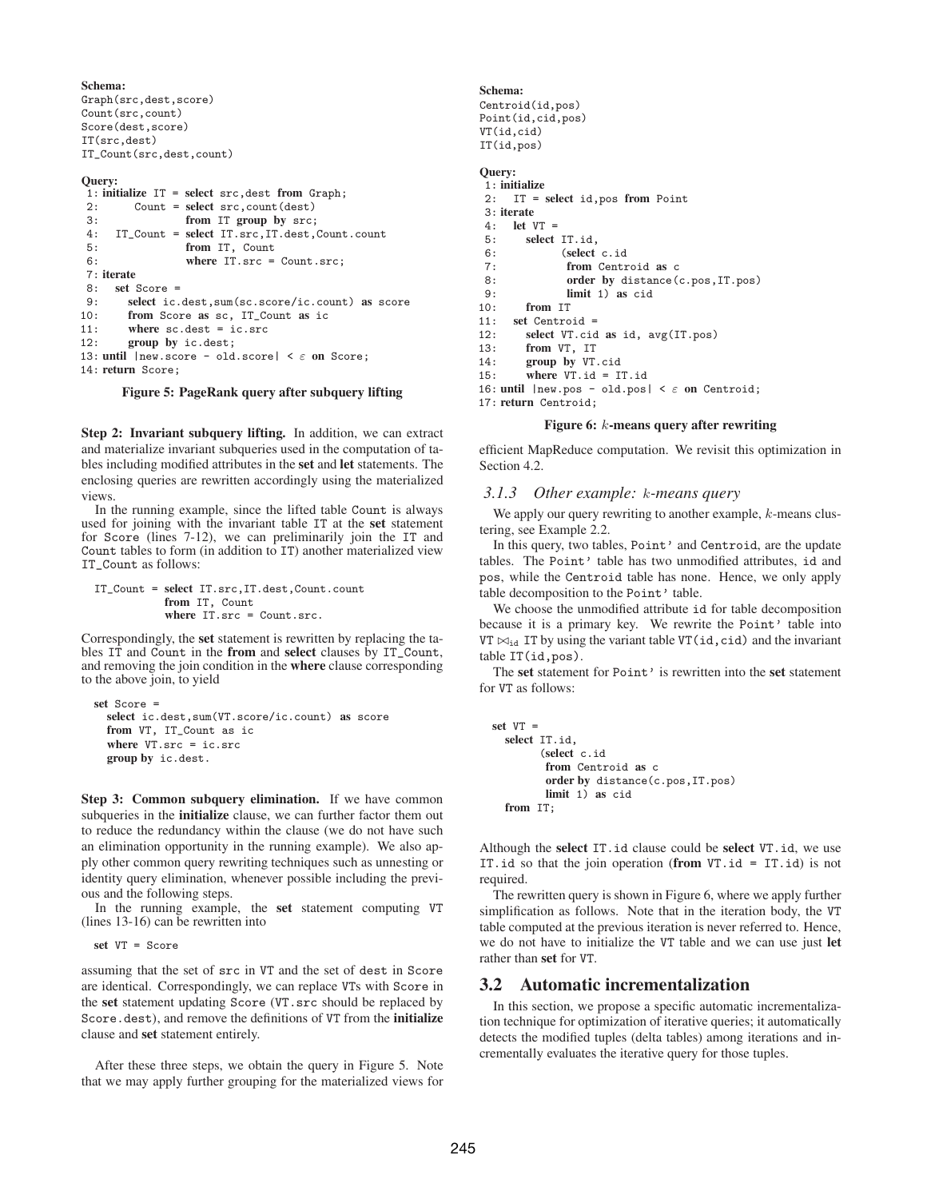**Schema:**

```
Graph(src,dest,score)
Count(src,count)
Score(dest,score)
IT(src,dest)
IT_Count(src,dest,count)
```

**Query:**

```
 1: initialize IT = select src,dest from Graph;
 2:       Count = select src,count(dest)
 3:               from IT group by src;
 4:    IT_Count = select IT.src,IT.dest,Count.count
 5:               from IT, Count
 6:               where IT.src = Count.src;
 7: iterate
 8:   set Score =
 9:     select ic.dest,sum(sc.score/ic.count) as score
10:     from Score as sc, IT_Count as ic
11:     where sc.dest = ic.src
12:     group by ic.dest;
13: until |new.score - old.score| < ε on Score;
14: return Score;
```

**Figure 5: PageRank query after subquery lifting**

**Step 2: Invariant subquery lifting.** In addition, we can extract and materialize invariant subqueries used in the computation of tables including modified attributes in the **set** and **let** statements. The enclosing queries are rewritten accordingly using the materialized views.

In the running example, since the lifted table Count is always used for joining with the invariant table IT at the **set** statement for Score (lines 7-12), we can preliminarily join the IT and Count tables to form (in addition to IT) another materialized view IT_Count as follows:

```
IT_Count = select IT.src,IT.dest,Count.count
           from IT, Count
           where IT.src = Count.src.
```

Correspondingly, the **set** statement is rewritten by replacing the tables IT and Count in the **from** and **select** clauses by IT_Count, and removing the join condition in the **where** clause corresponding to the above join, to yield

```
set Score =
  select ic.dest,sum(VT.score/ic.count) as score
  from VT, IT_Count as ic
  where VT.src = ic.src
  group by ic.dest.
```

**Step 3: Common subquery elimination.** If we have common subqueries in the **initialize** clause, we can further factor them out to reduce the redundancy within the clause (we do not have such an elimination opportunity in the running example). We also apply other common query rewriting techniques such as unnesting or identity query elimination, whenever possible including the previous and the following steps.

In the running example, the **set** statement computing VT (lines 13-16) can be rewritten into

```
set VT = Score
```

assuming that the set of src in VT and the set of dest in Score are identical. Correspondingly, we can replace VTs with Score in the **set** statement updating Score (VT.src should be replaced by Score.dest), and remove the definitions of VT from the **initialize** clause and **set** statement entirely.

After these three steps, we obtain the query in Figure 5. Note that we may apply further grouping for the materialized views for efficient MapReduce computation. We revisit this optimization in Section 4.2.

**Schema:**

```
Centroid(id,pos)
Point(id,cid,pos)
VT(id,cid)
IT(id,pos)
```

**Query:**

```
 1: initialize
 2:   IT = select id,pos from Point
 3: iterate
 4:   let VT =
 5:     select IT.id,
 6:           (select c.id
 7:            from Centroid as c
 8:            order by distance(c.pos,IT.pos)
 9:            limit 1) as cid
10:     from IT
11:   set Centroid =
12:     select VT.cid as id, avg(IT.pos)
13:     from VT, IT
14:     group by VT.cid
15:     where VT.id = IT.id
16: until |new.pos - old.pos| < ε on Centroid;
17: return Centroid;
```

**Figure 6: $k$-means query after rewriting**

### 3.1.3 *Other example: $k$-means query*

We apply our query rewriting to another example, $k$-means clustering, see Example 2.2.

In this query, two tables, Point' and Centroid, are the update tables. The Point' table has two unmodified attributes, id and pos, while the Centroid table has none. Hence, we only apply table decomposition to the Point' table.

We choose the unmodified attribute id for table decomposition because it is a primary key. We rewrite the Point' table into VT $\bowtie_{\mathrm{id}}$ IT by using the variant table VT(id,cid) and the invariant table IT(id,pos).

The **set** statement for Point' is rewritten into the **set** statement for VT as follows:

```
set VT =
  select IT.id,
        (select c.id
         from Centroid as c
         order by distance(c.pos,IT.pos)
         limit 1) as cid
  from IT;
```

Although the **select** IT.id clause could be **select** VT.id, we use IT.id so that the join operation (**from** VT.id = IT.id) is not required.

The rewritten query is shown in Figure 6, where we apply further simplification as follows. Note that in the iteration body, the VT table computed at the previous iteration is never referred to. Hence, we do not have to initialize the VT table and we can use just **let** rather than **set** for VT.

## 3.2 Automatic incrementalization

In this section, we propose a specific automatic incrementalization technique for optimization of iterative queries; it automatically detects the modified tuples (delta tables) among iterations and incrementally evaluates the iterative query for those tuples.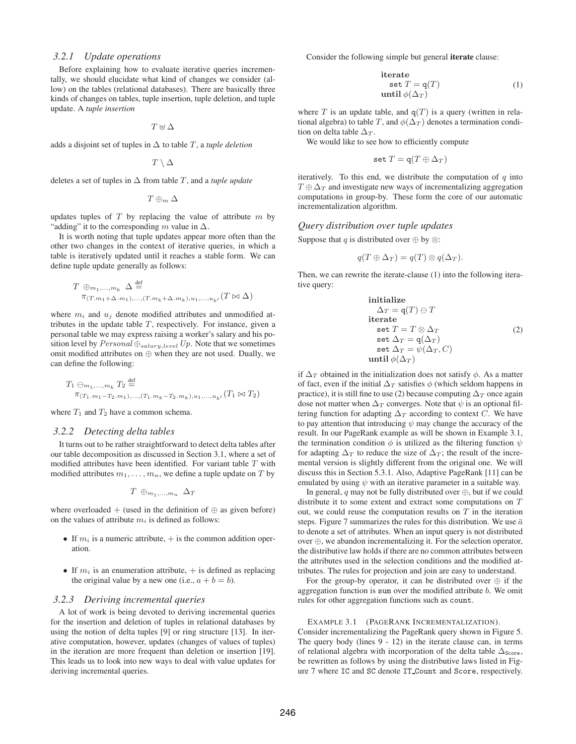### 3.2.1 Update operations

Before explaining how to evaluate iterative queries incrementally, we should elucidate what kind of changes we consider (allow) on the tables (relational databases). There are basically three kinds of changes on tables, tuple insertion, tuple deletion, and tuple update. A *tuple insertion*

$$T \uplus \Delta$$

adds a disjoint set of tuples in $\Delta$ to table $T$, a *tuple deletion*

$$T \setminus \Delta$$

deletes a set of tuples in $\Delta$ from table $T$, and a *tuple update*

$$T \oplus_m \Delta$$

updates tuples of $T$ by replacing the value of attribute $m$ by "adding" it to the corresponding $m$ value in $\Delta$.

It is worth noting that tuple updates appear more often than the other two changes in the context of iterative queries, in which a table is iteratively updated until it reaches a stable form. We can define tuple update generally as follows:

$$T \ \oplus_{m_1,\ldots,m_k} \ \Delta \stackrel{\text{def}}{=} \pi_{(T.m_1+\Delta.m_1),\ldots,(T.m_k+\Delta.m_k),u_1,\ldots,u_{k'}}(T \bowtie \Delta)$$

where $m_i$ and $u_j$ denote modified attributes and unmodified attributes in the update table $T$, respectively. For instance, given a personal table we may express raising a worker's salary and his position level by $Personal \oplus_{salary,level} Up$. Note that we sometimes omit modified attributes on $\oplus$ when they are not used. Dually, we can define the following:

$$T_1 \ominus_{m_1,\ldots,m_k} T_2 \stackrel{\text{def}}{=} \pi_{(T_1.m_1-T_2.m_1),\ldots,(T_1.m_k-T_2.m_k),u_1,\ldots,u_{k'}}(T_1 \bowtie T_2)$$

where $T_1$ and $T_2$ have a common schema.

### 3.2.2 Detecting delta tables

It turns out to be rather straightforward to detect delta tables after our table decomposition as discussed in Section 3.1, where a set of modified attributes have been identified. For variant table $T$ with modified attributes $m_1, \ldots, m_n$, we define a tuple update on $T$ by

$$T \ \oplus_{m_1,\ldots,m_n} \ \Delta_T$$

where overloaded $+$ (used in the definition of $\oplus$ as given before) on the values of attribute $m_i$ is defined as follows:

- If $m_i$ is a numeric attribute, $+$ is the common addition operation.
- If $m_i$ is an enumeration attribute, $+$ is defined as replacing the original value by a new one (i.e., $a + b = b$).

### 3.2.3 Deriving incremental queries

A lot of work is being devoted to deriving incremental queries for the insertion and deletion of tuples in relational databases by using the notion of delta tuples [9] or ring structure [13]. In iterative computation, however, updates (changes of values of tuples) in the iteration are more frequent than deletion or insertion [19]. This leads us to look into new ways to deal with value updates for deriving incremental queries.

Consider the following simple but general **iterate** clause:

$$\begin{array}{l}\textbf{iterate} \\ \quad \texttt{set } T = \texttt{q}(T) \\ \textbf{until } \phi(\Delta_T)\end{array} \tag{1}$$

where $T$ is an update table, and $\texttt{q}(T)$ is a query (written in relational algebra) to table $T$, and $\phi(\Delta_T)$ denotes a termination condition on delta table $\Delta_T$.

We would like to see how to efficiently compute

$$\texttt{set } T = \texttt{q}(T \oplus \Delta_T)$$

iteratively. To this end, we distribute the computation of $q$ into $T \oplus \Delta_T$ and investigate new ways of incrementalizing aggregation computations in group-by. These form the core of our automatic incrementalization algorithm.

### Query distribution over tuple updates

Suppose that $q$ is distributed over $\oplus$ by $\otimes$:

$$q(T \oplus \Delta_T) = q(T) \otimes q(\Delta_T).$$

Then, we can rewrite the iterate-clause (1) into the following iterative query:

$$\begin{array}{l}\textbf{initialize} \\ \quad \Delta_T = \texttt{q}(T) \ominus T \\ \textbf{iterate} \\ \quad \texttt{set } T = T \otimes \Delta_T \\ \quad \texttt{set } \Delta_T = \texttt{q}(\Delta_T) \\ \quad \texttt{set } \Delta_T = \psi(\Delta_T, C) \\ \textbf{until } \phi(\Delta_T)\end{array} \tag{2}$$

if $\Delta_T$ obtained in the initialization does not satisfy $\phi$. As a matter of fact, even if the initial $\Delta_T$ satisfies $\phi$ (which seldom happens in practice), it is still fine to use (2) because computing $\Delta_T$ once again dose not matter when $\Delta_T$ converges. Note that $\psi$ is an optional filtering function for adapting $\Delta_T$ according to context $C$. We have to pay attention that introducing $\psi$ may change the accuracy of the result. In our PageRank example as will be shown in Example 3.1, the termination condition $\phi$ is utilized as the filtering function $\psi$ for adapting $\Delta_T$ to reduce the size of $\Delta_T$; the result of the incremental version is slightly different from the original one. We will discuss this in Section 5.3.1. Also, Adaptive PageRank [11] can be emulated by using $\psi$ with an iterative parameter in a suitable way.

In general, $q$ may not be fully distributed over $\oplus$, but if we could distribute it to some extent and extract some computations on $T$ out, we could reuse the computation results on $T$ in the iteration steps. Figure 7 summarizes the rules for this distribution. We use $\bar{a}$ to denote a set of attributes. When an input query is not distributed over $\oplus$, we abandon incrementalizing it. For the selection operator, the distributive law holds if there are no common attributes between the attributes used in the selection conditions and the modified attributes. The rules for projection and join are easy to understand.

For the group-by operator, it can be distributed over $\oplus$ if the aggregation function is `sum` over the modified attribute $b$. We omit rules for other aggregation functions such as `count`.

EXAMPLE 3.1 (PAGERANK INCREMENTALIZATION). Consider incrementalizing the PageRank query shown in Figure 5. The query body (lines 9 - 12) in the iterate clause can, in terms of relational algebra with incorporation of the delta table $\Delta_{\texttt{Score}}$, be rewritten as follows by using the distributive laws listed in Figure 7 where `IC` and `SC` denote `IT_Count` and `Score`, respectively.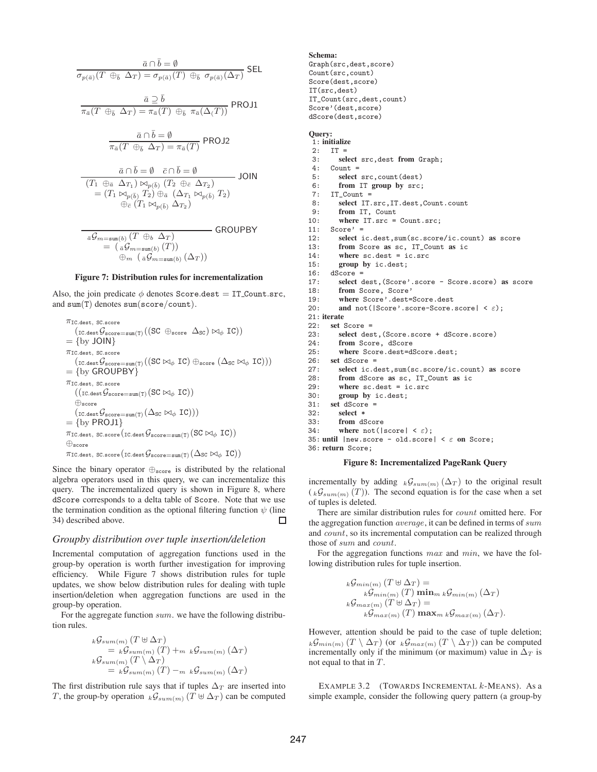$$\frac{\bar{a} \cap \bar{b} = \emptyset}{\sigma_{p(\bar{a})}(T \oplus_{\bar{b}} \Delta_T) = \sigma_{p(\bar{a})}(T) \oplus_{\bar{b}} \sigma_{p(\bar{a})}(\Delta_T)} \text{ SEL}$$

$$\frac{\bar{a} \supseteq \bar{b}}{\pi_{\bar{a}}(T \oplus_{\bar{b}} \Delta_T) = \pi_{\bar{a}}(T) \oplus_{\bar{b}} \pi_{\bar{a}}(\Delta_(T))} \text{ PROJ1}$$

$$\frac{\bar{a} \cap \bar{b} = \emptyset}{\pi_{\bar{a}}(T \oplus_{\bar{b}} \Delta_T) = \pi_{\bar{a}}(T)} \text{ PROJ2}$$

$$\frac{\bar{a} \cap \bar{b} = \emptyset \quad \bar{c} \cap \bar{b} = \emptyset}{\begin{array}{l}(T_1 \oplus_{\bar{a}} \Delta_{T_1}) \bowtie_{p(\bar{b})} (T_2 \oplus_{\bar{c}} \Delta_{T_2}) \\ \quad = (T_1 \bowtie_{p(\bar{b})} T_2) \oplus_{\bar{a}} (\Delta_{T_1} \bowtie_{p(\bar{b})} T_2) \\ \qquad \oplus_{\bar{c}} (T_1 \bowtie_{p(\bar{b})} \Delta_{T_2})\end{array}} \text{ JOIN}$$

$$\frac{}{\begin{array}{l}{}_{\bar{a}}\mathcal{G}_{m=\mathtt{sum}(b)}(T \oplus_b \Delta_T) \\ \quad = ({}_{\bar{a}}\mathcal{G}_{m=\mathtt{sum}(b)}(T)) \\ \qquad \oplus_m ({}_{\bar{a}}\mathcal{G}_{m=\mathtt{sum}(b)}(\Delta_T))\end{array}} \text{ GROUPBY}$$

**Figure 7: Distribution rules for incrementalization**

Also, the join predicate $\phi$ denotes Score.dest = IT_Count.src, and sum(T) denotes sum(score/count).

$$\begin{array}{l}
\pi_{\mathtt{IC.dest,\ SC.score}} \\
\quad ({}_{\mathtt{IC.dest}}\mathcal{G}_{\mathtt{score=sum(T)}}((\mathtt{SC} \oplus_{\mathtt{score}} \Delta_{\mathtt{SC}}) \bowtie_\phi \mathtt{IC})) \\
= \{\text{by JOIN}\} \\
\pi_{\mathtt{IC.dest,\ SC.score}} \\
\quad ({}_{\mathtt{IC.dest}}\mathcal{G}_{\mathtt{score=sum(T)}}((\mathtt{SC} \bowtie_\phi \mathtt{IC}) \oplus_{\mathtt{score}} (\Delta_{\mathtt{SC}} \bowtie_\phi \mathtt{IC}))) \\
= \{\text{by GROUPBY}\} \\
\pi_{\mathtt{IC.dest,\ SC.score}} \\
\quad (({}_{\mathtt{IC.dest}}\mathcal{G}_{\mathtt{score=sum(T)}}(\mathtt{SC} \bowtie_\phi \mathtt{IC})) \\
\quad \oplus_{\mathtt{score}} \\
\quad ({}_{\mathtt{IC.dest}}\mathcal{G}_{\mathtt{score=sum(T)}}(\Delta_{\mathtt{SC}} \bowtie_\phi \mathtt{IC}))) \\
= \{\text{by PROJ1}\} \\
\pi_{\mathtt{IC.dest,\ SC.score}}({}_{\mathtt{IC.dest}}\mathcal{G}_{\mathtt{score=sum(T)}}(\mathtt{SC} \bowtie_\phi \mathtt{IC})) \\
\oplus_{\mathtt{score}} \\
\pi_{\mathtt{IC.dest,\ SC.score}}({}_{\mathtt{IC.dest}}\mathcal{G}_{\mathtt{score=sum(T)}}(\Delta_{\mathtt{SC}} \bowtie_\phi \mathtt{IC}))
\end{array}$$

Since the binary operator $\oplus_{\mathtt{score}}$ is distributed by the relational algebra operators used in this query, we can incrementalize this query. The incrementalized query is shown in Figure 8, where dScore corresponds to a delta table of Score. Note that we use the termination condition as the optional filtering function $\psi$ (line 34) described above. □

### Groupby distribution over tuple insertion/deletion

Incremental computation of aggregation functions used in the group-by operation is worth further investigation for improving efficiency. While Figure 7 shows distribution rules for tuple updates, we show below distribution rules for dealing with tuple insertion/deletion when aggregation functions are used in the group-by operation.

For the aggregate function *sum*. we have the following distribution rules.

$$\begin{array}{l}
{}_k\mathcal{G}_{sum(m)}(T \uplus \Delta_T) \\
\quad = {}_k\mathcal{G}_{sum(m)}(T) +_m {}_k\mathcal{G}_{sum(m)}(\Delta_T) \\
{}_k\mathcal{G}_{sum(m)}(T \setminus \Delta_T) \\
\quad = {}_k\mathcal{G}_{sum(m)}(T) -_m {}_k\mathcal{G}_{sum(m)}(\Delta_T)
\end{array}$$

The first distribution rule says that if tuples $\Delta_T$ are inserted into $T$, the group-by operation ${}_k\mathcal{G}_{sum(m)}(T \uplus \Delta_T)$ can be computed incrementally by adding ${}_k\mathcal{G}_{sum(m)}(\Delta_T)$ to the original result $({}_k\mathcal{G}_{sum(m)}(T))$. The second equation is for the case when a set of tuples is deleted.

There are similar distribution rules for *count* omitted here. For the aggregation function *average*, it can be defined in terms of *sum* and *count*, so its incremental computation can be realized through those of *sum* and *count*.

For the aggregation functions *max* and *min*, we have the following distribution rules for tuple insertion.

$$\begin{array}{l}
{}_k\mathcal{G}_{min(m)}(T \uplus \Delta_T) = \\
\quad {}_k\mathcal{G}_{min(m)}(T)\ \mathbf{min}_m\ {}_k\mathcal{G}_{min(m)}(\Delta_T) \\
{}_k\mathcal{G}_{max(m)}(T \uplus \Delta_T) = \\
\quad {}_k\mathcal{G}_{max(m)}(T)\ \mathbf{max}_m\ {}_k\mathcal{G}_{max(m)}(\Delta_T).
\end{array}$$

However, attention should be paid to the case of tuple deletion; ${}_k\mathcal{G}_{min(m)}(T \setminus \Delta_T)$ (or ${}_k\mathcal{G}_{max(m)}(T \setminus \Delta_T)$) can be computed incrementally only if the minimum (or maximum) value in $\Delta_T$ is not equal to that in $T$.

EXAMPLE 3.2 (TOWARDS INCREMENTAL $k$-MEANS). As a simple example, consider the following query pattern (a group-by

**Schema:**

```
Graph(src,dest,score)
Count(src,count)
Score(dest,score)
IT(src,dest)
IT_Count(src,dest,count)
Score'(dest,score)
dScore(dest,score)
```

**Query:**

```
 1: initialize
 2:   IT =
 3:     select src,dest from Graph;
 4:   Count =
 5:     select src,count(dest)
 6:     from IT group by src;
 7:   IT_Count =
 8:     select IT.src,IT.dest,Count.count
 9:     from IT, Count
10:     where IT.src = Count.src;
11:   Score' =
12:     select ic.dest,sum(sc.score/ic.count) as score
13:     from Score as sc, IT_Count as ic
14:     where sc.dest = ic.src
15:     group by ic.dest;
16:   dScore =
17:     select dest,(Score'.score - Score.score) as score
18:     from Score, Score'
19:     where Score'.dest=Score.dest
20:     and not(|Score'.score-Score.score| < ε);
21: iterate
22:   set Score =
23:     select dest,(Score.score + dScore.score)
24:     from Score, dScore
25:     where Score.dest=dScore.dest;
26:   set dScore =
27:     select ic.dest,sum(sc.score/ic.count) as score
28:     from dScore as sc, IT_Count as ic
29:     where sc.dest = ic.src
30:     group by ic.dest;
31:   set dScore =
32:     select *
33:     from dScore
34:     where not(|score| < ε);
35: until |new.score - old.score| < ε on Score;
36: return Score;
```

**Figure 8: Incrementalized PageRank Query**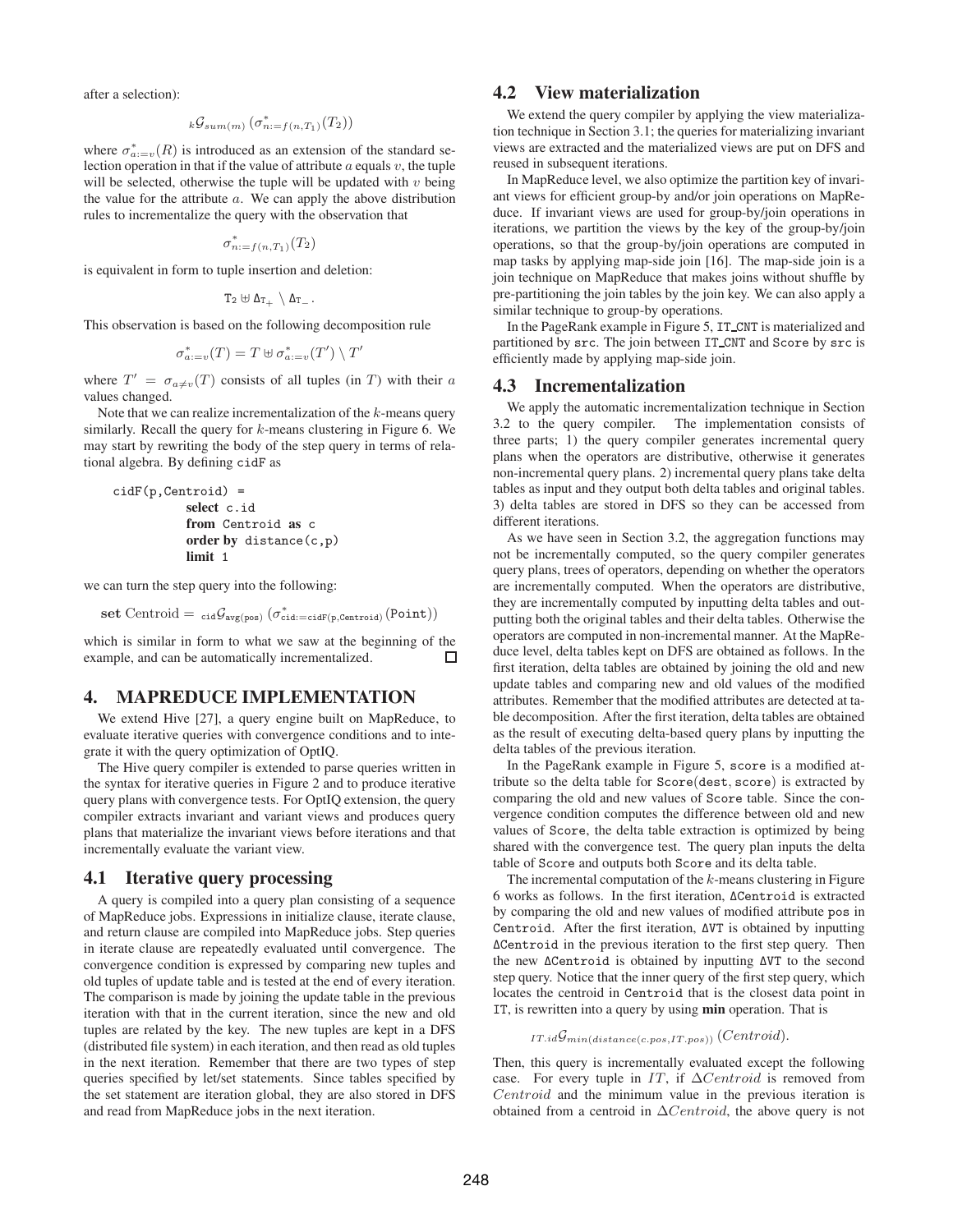after a selection):

$$_{k}\mathcal{G}_{sum(m)}\left(\sigma^*_{n:=f(n,T_1)}(T_2)\right)$$

where $\sigma^*_{a:=v}(R)$ is introduced as an extension of the standard selection operation in that if the value of attribute $a$ equals $v$, the tuple will be selected, otherwise the tuple will be updated with $v$ being the value for the attribute $a$. We can apply the above distribution rules to incrementalize the query with the observation that

$$\sigma^*_{n:=f(n,T_1)}(T_2)$$

is equivalent in form to tuple insertion and deletion:

$$\mathtt{T}_2 \uplus \Delta_{\mathtt{T}_+} \setminus \Delta_{\mathtt{T}_-}.$$

This observation is based on the following decomposition rule

$$\sigma^*_{a:=v}(T) = T \uplus \sigma^*_{a:=v}(T') \setminus T'$$

where $T' = \sigma_{a \neq v}(T)$ consists of all tuples (in $T$) with their $a$ values changed.

Note that we can realize incrementalization of the $k$-means query similarly. Recall the query for $k$-means clustering in Figure 6. We may start by rewriting the body of the step query in terms of relational algebra. By defining cidF as

```
cidF(p,Centroid) =
        select c.id
        from Centroid as c
        order by distance(c,p)
        limit 1
```

we can turn the step query into the following:

$$\textbf{set}\ \text{Centroid} = {}_{\mathtt{cid}}\mathcal{G}_{\mathtt{avg(pos)}}\left(\sigma^*_{\mathtt{cid:=cidF(p,Centroid)}}(\mathtt{Point})\right)$$

which is similar in form to what we saw at the beginning of the example, and can be automatically incrementalized. □

## 4. MAPREDUCE IMPLEMENTATION

We extend Hive [27], a query engine built on MapReduce, to evaluate iterative queries with convergence conditions and to integrate it with the query optimization of OptIQ.

The Hive query compiler is extended to parse queries written in the syntax for iterative queries in Figure 2 and to produce iterative query plans with convergence tests. For OptIQ extension, the query compiler extracts invariant and variant views and produces query plans that materialize the invariant views before iterations and that incrementally evaluate the variant view.

### 4.1 Iterative query processing

A query is compiled into a query plan consisting of a sequence of MapReduce jobs. Expressions in initialize clause, iterate clause, and return clause are compiled into MapReduce jobs. Step queries in iterate clause are repeatedly evaluated until convergence. The convergence condition is expressed by comparing new tuples and old tuples of update table and is tested at the end of every iteration. The comparison is made by joining the update table in the previous iteration with that in the current iteration, since the new and old tuples are related by the key. The new tuples are kept in a DFS (distributed file system) in each iteration, and then read as old tuples in the next iteration. Remember that there are two types of step queries specified by let/set statements. Since tables specified by the set statement are iteration global, they are also stored in DFS and read from MapReduce jobs in the next iteration.

### 4.2 View materialization

We extend the query compiler by applying the view materialization technique in Section 3.1; the queries for materializing invariant views are extracted and the materialized views are put on DFS and reused in subsequent iterations.

In MapReduce level, we also optimize the partition key of invariant views for efficient group-by and/or join operations on MapReduce. If invariant views are used for group-by/join operations in iterations, we partition the views by the key of the group-by/join operations, so that the group-by/join operations are computed in map tasks by applying map-side join [16]. The map-side join is a join technique on MapReduce that makes joins without shuffle by pre-partitioning the join tables by the join key. We can also apply a similar technique to group-by operations.

In the PageRank example in Figure 5, IT_CNT is materialized and partitioned by src. The join between IT_CNT and Score by src is efficiently made by applying map-side join.

### 4.3 Incrementalization

We apply the automatic incrementalization technique in Section 3.2 to the query compiler. The implementation consists of three parts; 1) the query compiler generates incremental query plans when the operators are distributive, otherwise it generates non-incremental query plans. 2) incremental query plans take delta tables as input and they output both delta tables and original tables. 3) delta tables are stored in DFS so they can be accessed from different iterations.

As we have seen in Section 3.2, the aggregation functions may not be incrementally computed, so the query compiler generates query plans, trees of operators, depending on whether the operators are incrementally computed. When the operators are distributive, they are incrementally computed by inputting delta tables and outputting both the original tables and their delta tables. Otherwise the operators are computed in non-incremental manner. At the MapReduce level, delta tables kept on DFS are obtained as follows. In the first iteration, delta tables are obtained by joining the old and new update tables and comparing new and old values of the modified attributes. Remember that the modified attributes are detected at table decomposition. After the first iteration, delta tables are obtained as the result of executing delta-based query plans by inputting the delta tables of the previous iteration.

In the PageRank example in Figure 5, score is a modified attribute so the delta table for Score(dest, score) is extracted by comparing the old and new values of Score table. Since the convergence condition computes the difference between old and new values of Score, the delta table extraction is optimized by being shared with the convergence test. The query plan inputs the delta table of Score and outputs both Score and its delta table.

The incremental computation of the $k$-means clustering in Figure 6 works as follows. In the first iteration, ΔCentroid is extracted by comparing the old and new values of modified attribute pos in Centroid. After the first iteration, ΔVT is obtained by inputting ΔCentroid in the previous iteration to the first step query. Then the new ΔCentroid is obtained by inputting ΔVT to the second step query. Notice that the inner query of the first step query, which locates the centroid in Centroid that is the closest data point in IT, is rewritten into a query by using **min** operation. That is

$$_{IT.id}\mathcal{G}_{min(distance(c.pos,IT.pos))}\,(Centroid).$$

Then, this query is incrementally evaluated except the following case. For every tuple in $IT$, if $\Delta Centroid$ is removed from $Centroid$ and the minimum value in the previous iteration is obtained from a centroid in $\Delta Centroid$, the above query is not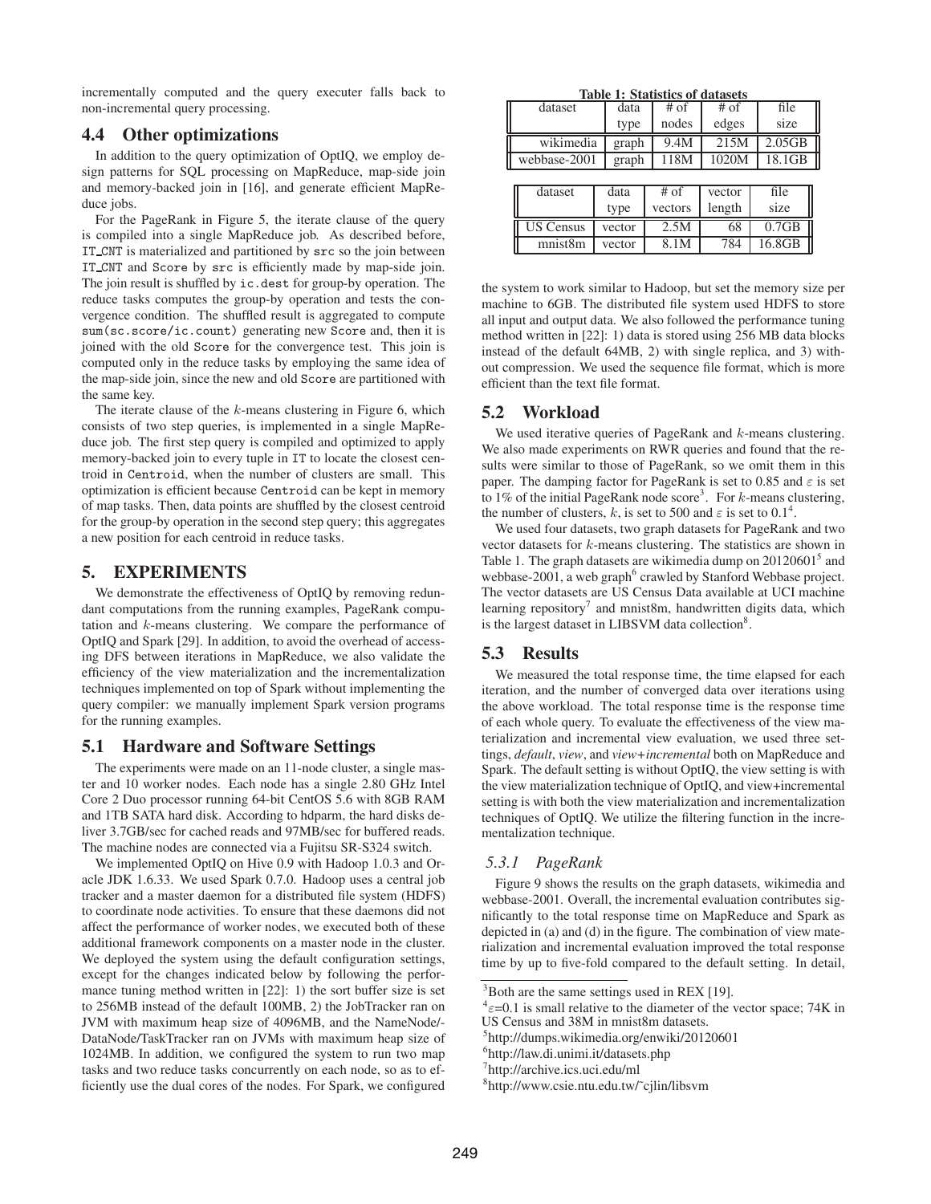incrementally computed and the query executer falls back to non-incremental query processing.

### 4.4 Other optimizations

In addition to the query optimization of OptIQ, we employ design patterns for SQL processing on MapReduce, map-side join and memory-backed join in [16], and generate efficient MapReduce jobs.

For the PageRank in Figure 5, the iterate clause of the query is compiled into a single MapReduce job. As described before, IT_CNT is materialized and partitioned by src so the join between IT_CNT and Score by src is efficiently made by map-side join. The join result is shuffled by ic.dest for group-by operation. The reduce tasks computes the group-by operation and tests the convergence condition. The shuffled result is aggregated to compute sum(sc.score/ic.count) generating new Score and, then it is joined with the old Score for the convergence test. This join is computed only in the reduce tasks by employing the same idea of the map-side join, since the new and old Score are partitioned with the same key.

The iterate clause of the $k$-means clustering in Figure 6, which consists of two step queries, is implemented in a single MapReduce job. The first step query is compiled and optimized to apply memory-backed join to every tuple in IT to locate the closest centroid in Centroid, when the number of clusters are small. This optimization is efficient because Centroid can be kept in memory of map tasks. Then, data points are shuffled by the closest centroid for the group-by operation in the second step query; this aggregates a new position for each centroid in reduce tasks.

## 5. EXPERIMENTS

We demonstrate the effectiveness of OptIQ by removing redundant computations from the running examples, PageRank computation and $k$-means clustering. We compare the performance of OptIQ and Spark [29]. In addition, to avoid the overhead of accessing DFS between iterations in MapReduce, we also validate the efficiency of the view materialization and the incrementalization techniques implemented on top of Spark without implementing the query compiler: we manually implement Spark version programs for the running examples.

### 5.1 Hardware and Software Settings

The experiments were made on an 11-node cluster, a single master and 10 worker nodes. Each node has a single 2.80 GHz Intel Core 2 Duo processor running 64-bit CentOS 5.6 with 8GB RAM and 1TB SATA hard disk. According to hdparm, the hard disks deliver 3.7GB/sec for cached reads and 97MB/sec for buffered reads. The machine nodes are connected via a Fujitsu SR-S324 switch.

We implemented OptIQ on Hive 0.9 with Hadoop 1.0.3 and Oracle JDK 1.6.33. We used Spark 0.7.0. Hadoop uses a central job tracker and a master daemon for a distributed file system (HDFS) to coordinate node activities. To ensure that these daemons did not affect the performance of worker nodes, we executed both of these additional framework components on a master node in the cluster. We deployed the system using the default configuration settings, except for the changes indicated below by following the performance tuning method written in [22]: 1) the sort buffer size is set to 256MB instead of the default 100MB, 2) the JobTracker ran on JVM with maximum heap size of 4096MB, and the NameNode/DataNode/TaskTracker ran on JVMs with maximum heap size of 1024MB. In addition, we configured the system to run two map tasks and two reduce tasks concurrently on each node, so as to efficiently use the dual cores of the nodes. For Spark, we configured the system to work similar to Hadoop, but set the memory size per machine to 6GB. The distributed file system used HDFS to store all input and output data. We also followed the performance tuning method written in [22]: 1) data is stored using 256 MB data blocks instead of the default 64MB, 2) with single replica, and 3) without compression. We used the sequence file format, which is more efficient than the text file format.

**Table 1: Statistics of datasets**

| dataset | data type | # of nodes | # of edges | file size |
|---|---|---|---|---|
| wikimedia | graph | 9.4M | 215M | 2.05GB |
| webbase-2001 | graph | 118M | 1020M | 18.1GB |

| dataset | data type | # of vectors | vector length | file size |
|---|---|---|---|---|
| US Census | vector | 2.5M | 68 | 0.7GB |
| mnist8m | vector | 8.1M | 784 | 16.8GB |

### 5.2 Workload

We used iterative queries of PageRank and $k$-means clustering. We also made experiments on RWR queries and found that the results were similar to those of PageRank, so we omit them in this paper. The damping factor for PageRank is set to 0.85 and $\varepsilon$ is set to 1% of the initial PageRank node score[3]. For $k$-means clustering, the number of clusters, $k$, is set to 500 and $\varepsilon$ is set to 0.1[4].

We used four datasets, two graph datasets for PageRank and two vector datasets for $k$-means clustering. The statistics are shown in Table 1. The graph datasets are wikimedia dump on 20120601[5] and webbase-2001, a web graph[6] crawled by Stanford Webbase project. The vector datasets are US Census Data available at UCI machine learning repository[7] and mnist8m, handwritten digits data, which is the largest dataset in LIBSVM data collection[8].

### 5.3 Results

We measured the total response time, the time elapsed for each iteration, and the number of converged data over iterations using the above workload. The total response time is the response time of each whole query. To evaluate the effectiveness of the view materialization and incremental view evaluation, we used three settings, *default*, *view*, and *view+incremental* both on MapReduce and Spark. The default setting is without OptIQ, the view setting is with the view materialization technique of OptIQ, and view+incremental setting is with both the view materialization and incrementalization techniques of OptIQ. We utilize the filtering function in the incrementalization technique.

#### 5.3.1 PageRank

Figure 9 shows the results on the graph datasets, wikimedia and webbase-2001. Overall, the incremental evaluation contributes significantly to the total response time on MapReduce and Spark as depicted in (a) and (d) in the figure. The combination of view materialization and incremental evaluation improved the total response time by up to five-fold compared to the default setting. In detail,

---

[3] Both are the same settings used in REX [19].

[4] $\varepsilon$=0.1 is small relative to the diameter of the vector space; 74K in US Census and 38M in mnist8m datasets.

[5] http://dumps.wikimedia.org/enwiki/20120601

[6] http://law.di.unimi.it/datasets.php

[7] http://archive.ics.uci.edu/ml

[8] http://www.csie.ntu.edu.tw/~cjlin/libsvm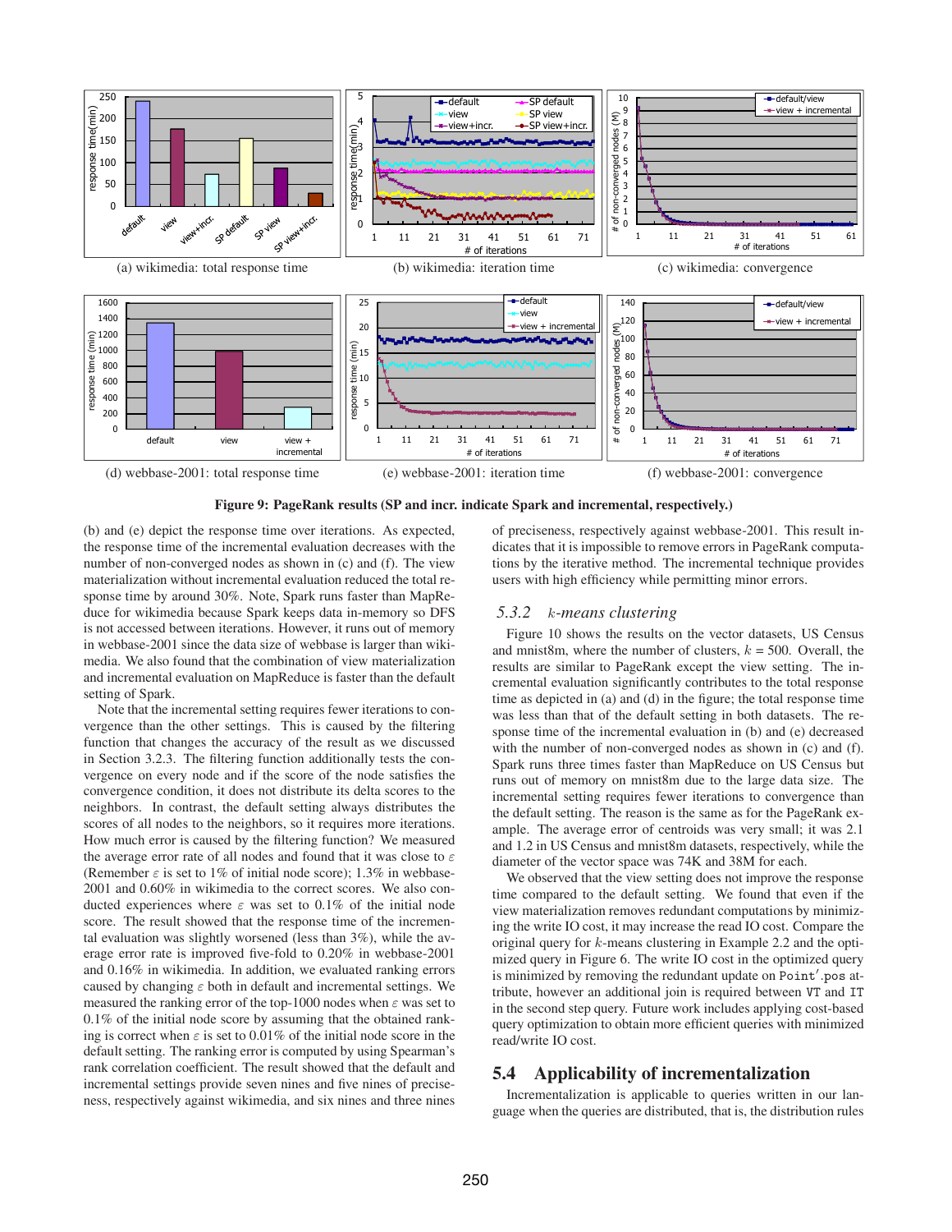(a) wikimedia: total response time

(b) wikimedia: iteration time

(c) wikimedia: convergence

(d) webbase-2001: total response time

(e) webbase-2001: iteration time

(f) webbase-2001: convergence

**Figure 9: PageRank results (SP and incr. indicate Spark and incremental, respectively.)**

(b) and (e) depict the response time over iterations. As expected, the response time of the incremental evaluation decreases with the number of non-converged nodes as shown in (c) and (f). The view materialization without incremental evaluation reduced the total response time by around 30%. Note, Spark runs faster than MapReduce for wikimedia because Spark keeps data in-memory so DFS is not accessed between iterations. However, it runs out of memory in webbase-2001 since the data size of webbase is larger than wikimedia. We also found that the combination of view materialization and incremental evaluation on MapReduce is faster than the default setting of Spark.

Note that the incremental setting requires fewer iterations to convergence than the other settings. This is caused by the filtering function that changes the accuracy of the result as we discussed in Section 3.2.3. The filtering function additionally tests the convergence on every node and if the score of the node satisfies the convergence condition, it does not distribute its delta scores to the neighbors. In contrast, the default setting always distributes the scores of all nodes to the neighbors, so it requires more iterations. How much error is caused by the filtering function? We measured the average error rate of all nodes and found that it was close to $\varepsilon$ (Remember $\varepsilon$ is set to 1% of initial node score); 1.3% in webbase-2001 and 0.60% in wikimedia to the correct scores. We also conducted experiences where $\varepsilon$ was set to 0.1% of the initial node score. The result showed that the response time of the incremental evaluation was slightly worsened (less than 3%), while the average error rate is improved five-fold to 0.20% in webbase-2001 and 0.16% in wikimedia. In addition, we evaluated ranking errors caused by changing $\varepsilon$ both in default and incremental settings. We measured the ranking error of the top-1000 nodes when $\varepsilon$ was set to 0.1% of the initial node score by assuming that the obtained ranking is correct when $\varepsilon$ is set to 0.01% of the initial node score in the default setting. The ranking error is computed by using Spearman's rank correlation coefficient. The result showed that the default and incremental settings provide seven nines and five nines of preciseness, respectively against wikimedia, and six nines and three nines of preciseness, respectively against webbase-2001. This result indicates that it is impossible to remove errors in PageRank computations by the iterative method. The incremental technique provides users with high efficiency while permitting minor errors.

### 5.3.2 $k$-means clustering

Figure 10 shows the results on the vector datasets, US Census and mnist8m, where the number of clusters, $k = 500$. Overall, the results are similar to PageRank except the view setting. The incremental evaluation significantly contributes to the total response time as depicted in (a) and (d) in the figure; the total response time was less than that of the default setting in both datasets. The response time of the incremental evaluation in (b) and (e) decreased with the number of non-converged nodes as shown in (c) and (f). Spark runs three times faster than MapReduce on US Census but runs out of memory on mnist8m due to the large data size. The incremental setting requires fewer iterations to convergence than the default setting. The reason is the same as for the PageRank example. The average error of centroids was very small; it was 2.1 and 1.2 in US Census and mnist8m datasets, respectively, while the diameter of the vector space was 74K and 38M for each.

We observed that the view setting does not improve the response time compared to the default setting. We found that even if the view materialization removes redundant computations by minimizing the write IO cost, it may increase the read IO cost. Compare the original query for $k$-means clustering in Example 2.2 and the optimized query in Figure 6. The write IO cost in the optimized query is minimized by removing the redundant update on `Point'.pos` attribute, however an additional join is required between `VT` and `IT` in the second step query. Future work includes applying cost-based query optimization to obtain more efficient queries with minimized read/write IO cost.

## 5.4 Applicability of incrementalization

Incrementalization is applicable to queries written in our language when the queries are distributed, that is, the distribution rules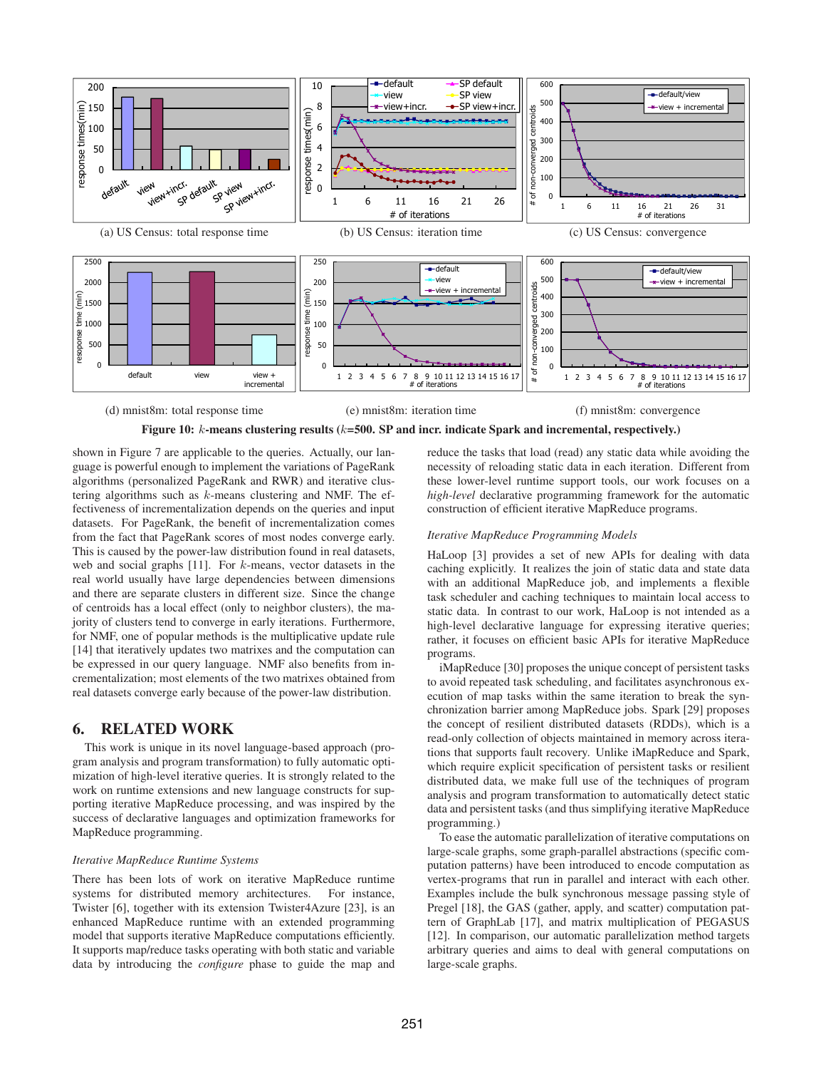(a) US Census: total response time

(b) US Census: iteration time

(c) US Census: convergence

(d) mnist8m: total response time

(e) mnist8m: iteration time

(f) mnist8m: convergence

**Figure 10: $k$-means clustering results ($k$=500. SP and incr. indicate Spark and incremental, respectively.)**

shown in Figure 7 are applicable to the queries. Actually, our language is powerful enough to implement the variations of PageRank algorithms (personalized PageRank and RWR) and iterative clustering algorithms such as $k$-means clustering and NMF. The effectiveness of incrementalization depends on the queries and input datasets. For PageRank, the benefit of incrementalization comes from the fact that PageRank scores of most nodes converge early. This is caused by the power-law distribution found in real datasets, web and social graphs [11]. For $k$-means, vector datasets in the real world usually have large dependencies between dimensions and there are separate clusters in different size. Since the change of centroids has a local effect (only to neighbor clusters), the majority of clusters tend to converge in early iterations. Furthermore, for NMF, one of popular methods is the multiplicative update rule [14] that iteratively updates two matrixes and the computation can be expressed in our query language. NMF also benefits from incrementalization; most elements of the two matrixes obtained from real datasets converge early because of the power-law distribution.

## 6. RELATED WORK

This work is unique in its novel language-based approach (program analysis and program transformation) to fully automatic optimization of high-level iterative queries. It is strongly related to the work on runtime extensions and new language constructs for supporting iterative MapReduce processing, and was inspired by the success of declarative languages and optimization frameworks for MapReduce programming.

### *Iterative MapReduce Runtime Systems*

There has been lots of work on iterative MapReduce runtime systems for distributed memory architectures. For instance, Twister [6], together with its extension Twister4Azure [23], is an enhanced MapReduce runtime with an extended programming model that supports iterative MapReduce computations efficiently. It supports map/reduce tasks operating with both static and variable data by introducing the *configure* phase to guide the map and reduce the tasks that load (read) any static data while avoiding the necessity of reloading static data in each iteration. Different from these lower-level runtime support tools, our work focuses on a *high-level* declarative programming framework for the automatic construction of efficient iterative MapReduce programs.

### *Iterative MapReduce Programming Models*

HaLoop [3] provides a set of new APIs for dealing with data caching explicitly. It realizes the join of static data and state data with an additional MapReduce job, and implements a flexible task scheduler and caching techniques to maintain local access to static data. In contrast to our work, HaLoop is not intended as a high-level declarative language for expressing iterative queries; rather, it focuses on efficient basic APIs for iterative MapReduce programs.

iMapReduce [30] proposes the unique concept of persistent tasks to avoid repeated task scheduling, and facilitates asynchronous execution of map tasks within the same iteration to break the synchronization barrier among MapReduce jobs. Spark [29] proposes the concept of resilient distributed datasets (RDDs), which is a read-only collection of objects maintained in memory across iterations that supports fault recovery. Unlike iMapReduce and Spark, which require explicit specification of persistent tasks or resilient distributed data, we make full use of the techniques of program analysis and program transformation to automatically detect static data and persistent tasks (and thus simplifying iterative MapReduce programming.)

To ease the automatic parallelization of iterative computations on large-scale graphs, some graph-parallel abstractions (specific computation patterns) have been introduced to encode computation as vertex-programs that run in parallel and interact with each other. Examples include the bulk synchronous message passing style of Pregel [18], the GAS (gather, apply, and scatter) computation pattern of GraphLab [17], and matrix multiplication of PEGASUS [12]. In comparison, our automatic parallelization method targets arbitrary queries and aims to deal with general computations on large-scale graphs.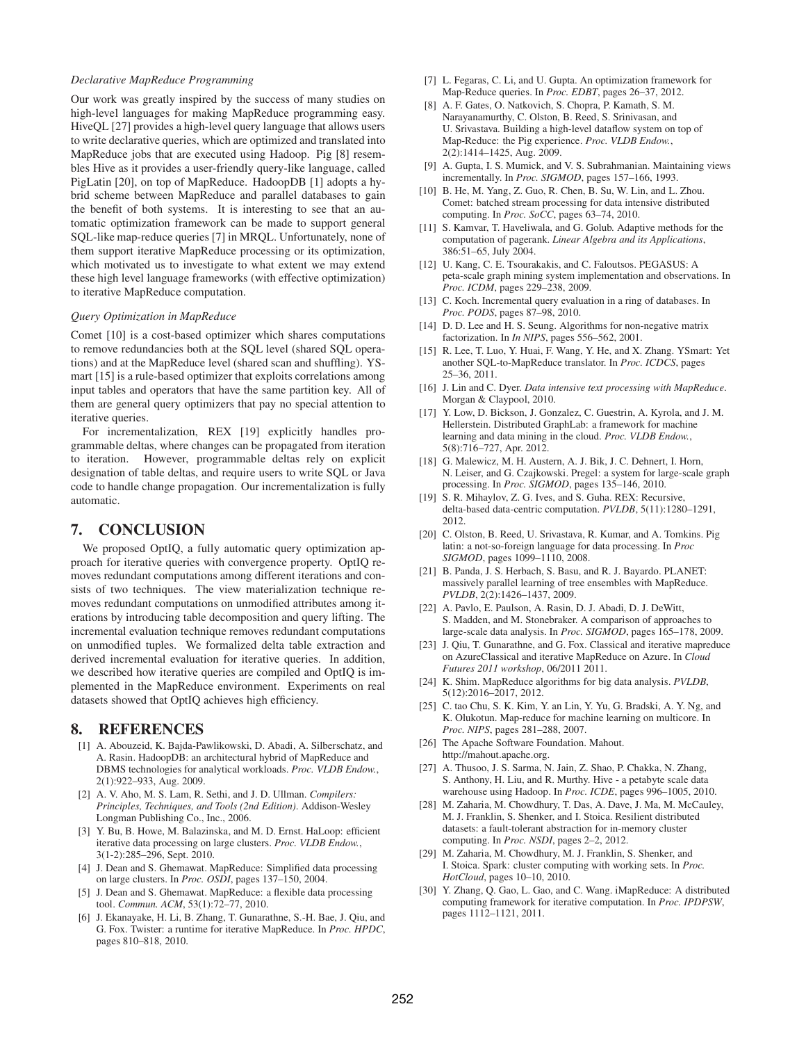*Declarative MapReduce Programming*

Our work was greatly inspired by the success of many studies on high-level languages for making MapReduce programming easy. HiveQL [27] provides a high-level query language that allows users to write declarative queries, which are optimized and translated into MapReduce jobs that are executed using Hadoop. Pig [8] resembles Hive as it provides a user-friendly query-like language, called PigLatin [20], on top of MapReduce. HadoopDB [1] adopts a hybrid scheme between MapReduce and parallel databases to gain the benefit of both systems. It is interesting to see that an automatic optimization framework can be made to support general SQL-like map-reduce queries [7] in MRQL. Unfortunately, none of them support iterative MapReduce processing or its optimization, which motivated us to investigate to what extent we may extend these high level language frameworks (with effective optimization) to iterative MapReduce computation.

*Query Optimization in MapReduce*

Comet [10] is a cost-based optimizer which shares computations to remove redundancies both at the SQL level (shared SQL operations) and at the MapReduce level (shared scan and shuffling). YSmart [15] is a rule-based optimizer that exploits correlations among input tables and operators that have the same partition key. All of them are general query optimizers that pay no special attention to iterative queries.

For incrementalization, REX [19] explicitly handles programmable deltas, where changes can be propagated from iteration to iteration. However, programmable deltas rely on explicit designation of table deltas, and require users to write SQL or Java code to handle change propagation. Our incrementalization is fully automatic.

# 7. CONCLUSION

We proposed OptIQ, a fully automatic query optimization approach for iterative queries with convergence property. OptIQ removes redundant computations among different iterations and consists of two techniques. The view materialization technique removes redundant computations on unmodified attributes among iterations by introducing table decomposition and query lifting. The incremental evaluation technique removes redundant computations on unmodified tuples. We formalized delta table extraction and derived incremental evaluation for iterative queries. In addition, we described how iterative queries are compiled and OptIQ is implemented in the MapReduce environment. Experiments on real datasets showed that OptIQ achieves high efficiency.

# 8. REFERENCES

[1] A. Abouzeid, K. Bajda-Pawlikowski, D. Abadi, A. Silberschatz, and A. Rasin. HadoopDB: an architectural hybrid of MapReduce and DBMS technologies for analytical workloads. *Proc. VLDB Endow.*, 2(1):922–933, Aug. 2009.

[2] A. V. Aho, M. S. Lam, R. Sethi, and J. D. Ullman. *Compilers: Principles, Techniques, and Tools (2nd Edition)*. Addison-Wesley Longman Publishing Co., Inc., 2006.

[3] Y. Bu, B. Howe, M. Balazinska, and M. D. Ernst. HaLoop: efficient iterative data processing on large clusters. *Proc. VLDB Endow.*, 3(1-2):285–296, Sept. 2010.

[4] J. Dean and S. Ghemawat. MapReduce: Simplified data processing on large clusters. In *Proc. OSDI*, pages 137–150, 2004.

[5] J. Dean and S. Ghemawat. MapReduce: a flexible data processing tool. *Commun. ACM*, 53(1):72–77, 2010.

[6] J. Ekanayake, H. Li, B. Zhang, T. Gunarathne, S.-H. Bae, J. Qiu, and G. Fox. Twister: a runtime for iterative MapReduce. In *Proc. HPDC*, pages 810–818, 2010.

[7] L. Fegaras, C. Li, and U. Gupta. An optimization framework for Map-Reduce queries. In *Proc. EDBT*, pages 26–37, 2012.

[8] A. F. Gates, O. Natkovich, S. Chopra, P. Kamath, S. M. Narayanamurthy, C. Olston, B. Reed, S. Srinivasan, and U. Srivastava. Building a high-level dataflow system on top of Map-Reduce: the Pig experience. *Proc. VLDB Endow.*, 2(2):1414–1425, Aug. 2009.

[9] A. Gupta, I. S. Mumick, and V. S. Subrahmanian. Maintaining views incrementally. In *Proc. SIGMOD*, pages 157–166, 1993.

[10] B. He, M. Yang, Z. Guo, R. Chen, B. Su, W. Lin, and L. Zhou. Comet: batched stream processing for data intensive distributed computing. In *Proc. SoCC*, pages 63–74, 2010.

[11] S. Kamvar, T. Haveliwala, and G. Golub. Adaptive methods for the computation of pagerank. *Linear Algebra and its Applications*, 386:51–65, July 2004.

[12] U. Kang, C. E. Tsourakakis, and C. Faloutsos. PEGASUS: A peta-scale graph mining system implementation and observations. In *Proc. ICDM*, pages 229–238, 2009.

[13] C. Koch. Incremental query evaluation in a ring of databases. In *Proc. PODS*, pages 87–98, 2010.

[14] D. D. Lee and H. S. Seung. Algorithms for non-negative matrix factorization. In *In NIPS*, pages 556–562, 2001.

[15] R. Lee, T. Luo, Y. Huai, F. Wang, Y. He, and X. Zhang. YSmart: Yet another SQL-to-MapReduce translator. In *Proc. ICDCS*, pages 25–36, 2011.

[16] J. Lin and C. Dyer. *Data intensive text processing with MapReduce*. Morgan & Claypool, 2010.

[17] Y. Low, D. Bickson, J. Gonzalez, C. Guestrin, A. Kyrola, and J. M. Hellerstein. Distributed GraphLab: a framework for machine learning and data mining in the cloud. *Proc. VLDB Endow.*, 5(8):716–727, Apr. 2012.

[18] G. Malewicz, M. H. Austern, A. J. Bik, J. C. Dehnert, I. Horn, N. Leiser, and G. Czajkowski. Pregel: a system for large-scale graph processing. In *Proc. SIGMOD*, pages 135–146, 2010.

[19] S. R. Mihaylov, Z. G. Ives, and S. Guha. REX: Recursive, delta-based data-centric computation. *PVLDB*, 5(11):1280–1291, 2012.

[20] C. Olston, B. Reed, U. Srivastava, R. Kumar, and A. Tomkins. Pig latin: a not-so-foreign language for data processing. In *Proc SIGMOD*, pages 1099–1110, 2008.

[21] B. Panda, J. S. Herbach, S. Basu, and R. J. Bayardo. PLANET: massively parallel learning of tree ensembles with MapReduce. *PVLDB*, 2(2):1426–1437, 2009.

[22] A. Pavlo, E. Paulson, A. Rasin, D. J. Abadi, D. J. DeWitt, S. Madden, and M. Stonebraker. A comparison of approaches to large-scale data analysis. In *Proc. SIGMOD*, pages 165–178, 2009.

[23] J. Qiu, T. Gunarathne, and G. Fox. Classical and iterative mapreduce on AzureClassical and iterative MapReduce on Azure. In *Cloud Futures 2011 workshop*, 06/2011 2011.

[24] K. Shim. MapReduce algorithms for big data analysis. *PVLDB*, 5(12):2016–2017, 2012.

[25] C. tao Chu, S. K. Kim, Y. an Lin, Y. Yu, G. Bradski, A. Y. Ng, and K. Olukotun. Map-reduce for machine learning on multicore. In *Proc. NIPS*, pages 281–288, 2007.

[26] The Apache Software Foundation. Mahout. http://mahout.apache.org.

[27] A. Thusoo, J. S. Sarma, N. Jain, Z. Shao, P. Chakka, N. Zhang, S. Anthony, H. Liu, and R. Murthy. Hive - a petabyte scale data warehouse using Hadoop. In *Proc. ICDE*, pages 996–1005, 2010.

[28] M. Zaharia, M. Chowdhury, T. Das, A. Dave, J. Ma, M. McCauley, M. J. Franklin, S. Shenker, and I. Stoica. Resilient distributed datasets: a fault-tolerant abstraction for in-memory cluster computing. In *Proc. NSDI*, pages 2–2, 2012.

[29] M. Zaharia, M. Chowdhury, M. J. Franklin, S. Shenker, and I. Stoica. Spark: cluster computing with working sets. In *Proc. HotCloud*, pages 10–10, 2010.

[30] Y. Zhang, Q. Gao, L. Gao, and C. Wang. iMapReduce: A distributed computing framework for iterative computation. In *Proc. IPDPSW*, pages 1112–1121, 2011.